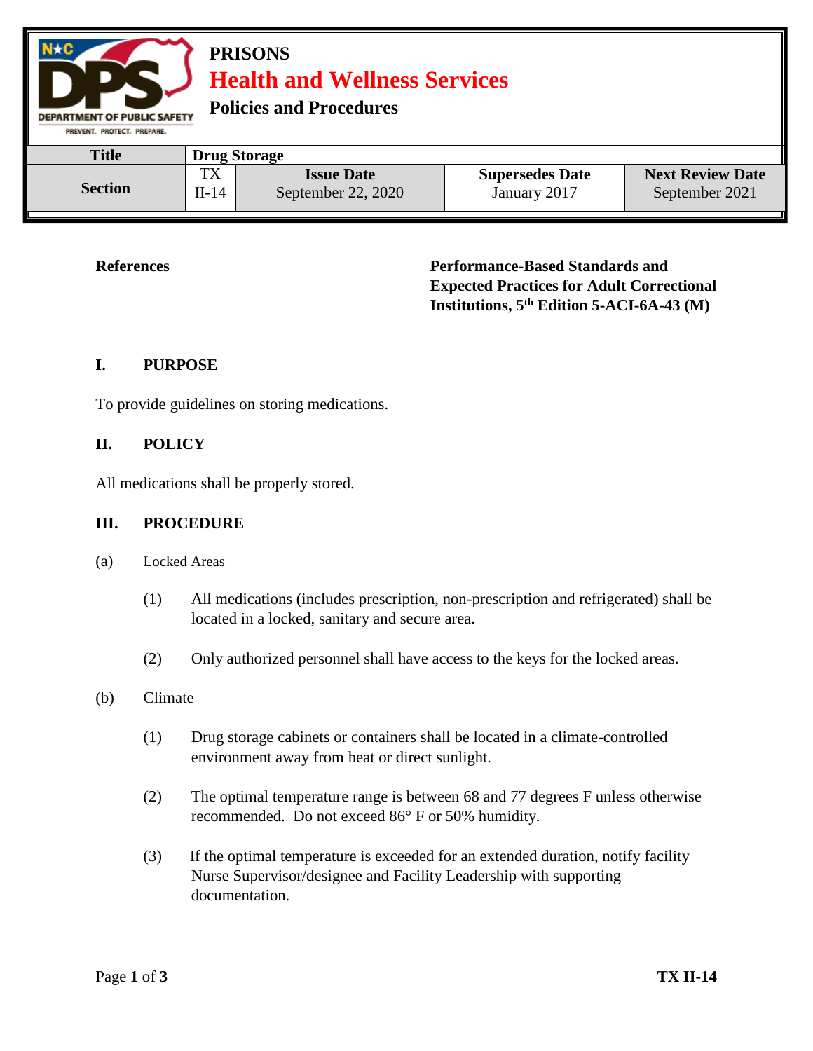**PRISONS**

# Health and Wellness Services

**Policies and Procedures**

| **Title** | **Drug Storage** | | | |
|---|---|---|---|---|
| **Section** | TX II-14 | **Issue Date** September 22, 2020 | **Supersedes Date** January 2017 | **Next Review Date** September 2021 |

**References** — **Performance-Based Standards and Expected Practices for Adult Correctional Institutions, 5th Edition 5-ACI-6A-43 (M)**

## I. PURPOSE

To provide guidelines on storing medications.

## II. POLICY

All medications shall be properly stored.

## III. PROCEDURE

(a) Locked Areas

(1) All medications (includes prescription, non-prescription and refrigerated) shall be located in a locked, sanitary and secure area.

(2) Only authorized personnel shall have access to the keys for the locked areas.

(b) Climate

(1) Drug storage cabinets or containers shall be located in a climate-controlled environment away from heat or direct sunlight.

(2) The optimal temperature range is between 68 and 77 degrees F unless otherwise recommended. Do not exceed 86° F or 50% humidity.

(3) If the optimal temperature is exceeded for an extended duration, notify facility Nurse Supervisor/designee and Facility Leadership with supporting documentation.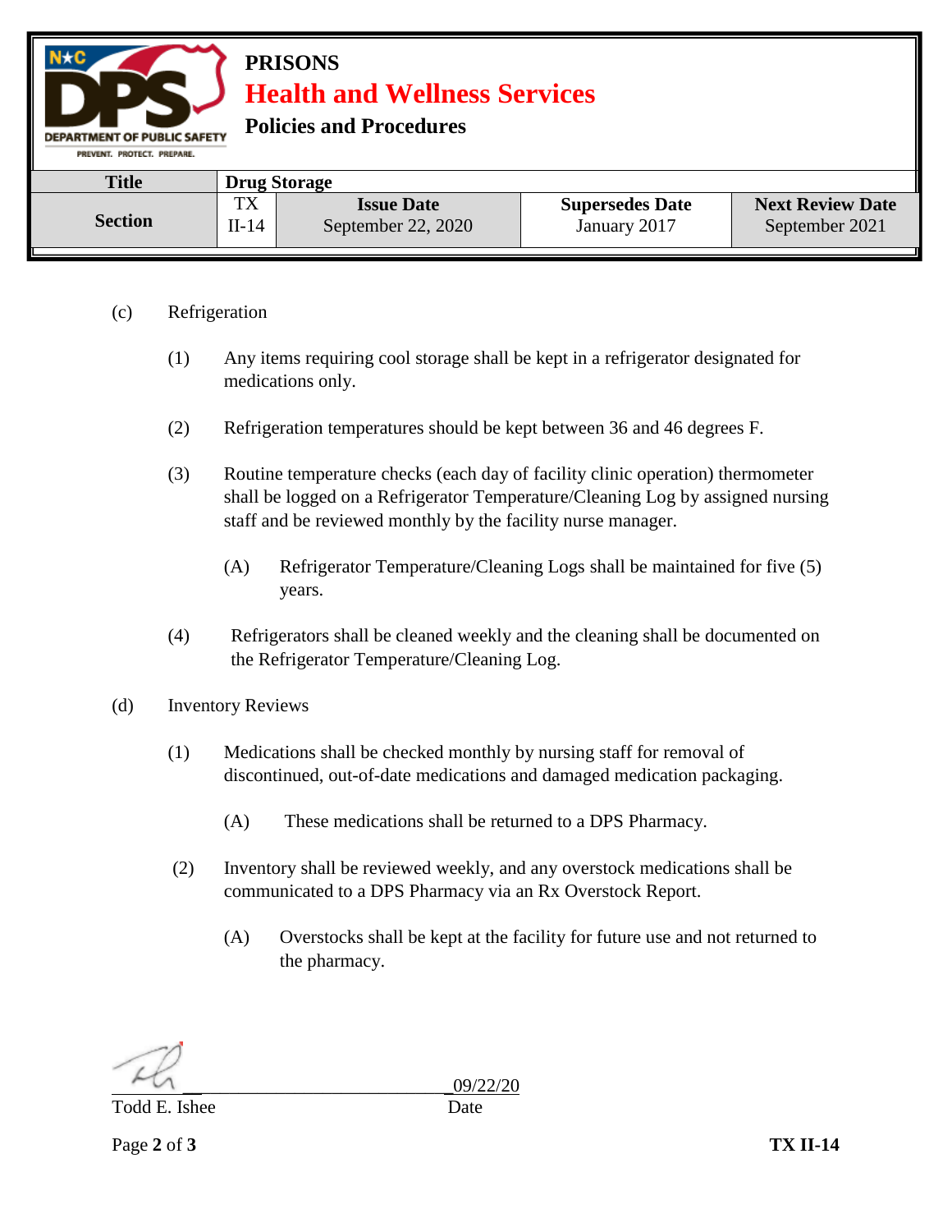# PRISONS

## Health and Wellness Services

### Policies and Procedures

| Title | Drug Storage | | | |
|---|---|---|---|---|
| Section | TX II-14 | Issue Date September 22, 2020 | Supersedes Date January 2017 | Next Review Date September 2021 |

(c) Refrigeration

(1) Any items requiring cool storage shall be kept in a refrigerator designated for medications only.

(2) Refrigeration temperatures should be kept between 36 and 46 degrees F.

(3) Routine temperature checks (each day of facility clinic operation) thermometer shall be logged on a Refrigerator Temperature/Cleaning Log by assigned nursing staff and be reviewed monthly by the facility nurse manager.

(A) Refrigerator Temperature/Cleaning Logs shall be maintained for five (5) years.

(4) Refrigerators shall be cleaned weekly and the cleaning shall be documented on the Refrigerator Temperature/Cleaning Log.

(d) Inventory Reviews

(1) Medications shall be checked monthly by nursing staff for removal of discontinued, out-of-date medications and damaged medication packaging.

(A) These medications shall be returned to a DPS Pharmacy.

(2) Inventory shall be reviewed weekly, and any overstock medications shall be communicated to a DPS Pharmacy via an Rx Overstock Report.

(A) Overstocks shall be kept at the facility for future use and not returned to the pharmacy.

Todd E. Ishee — Date: 09/22/20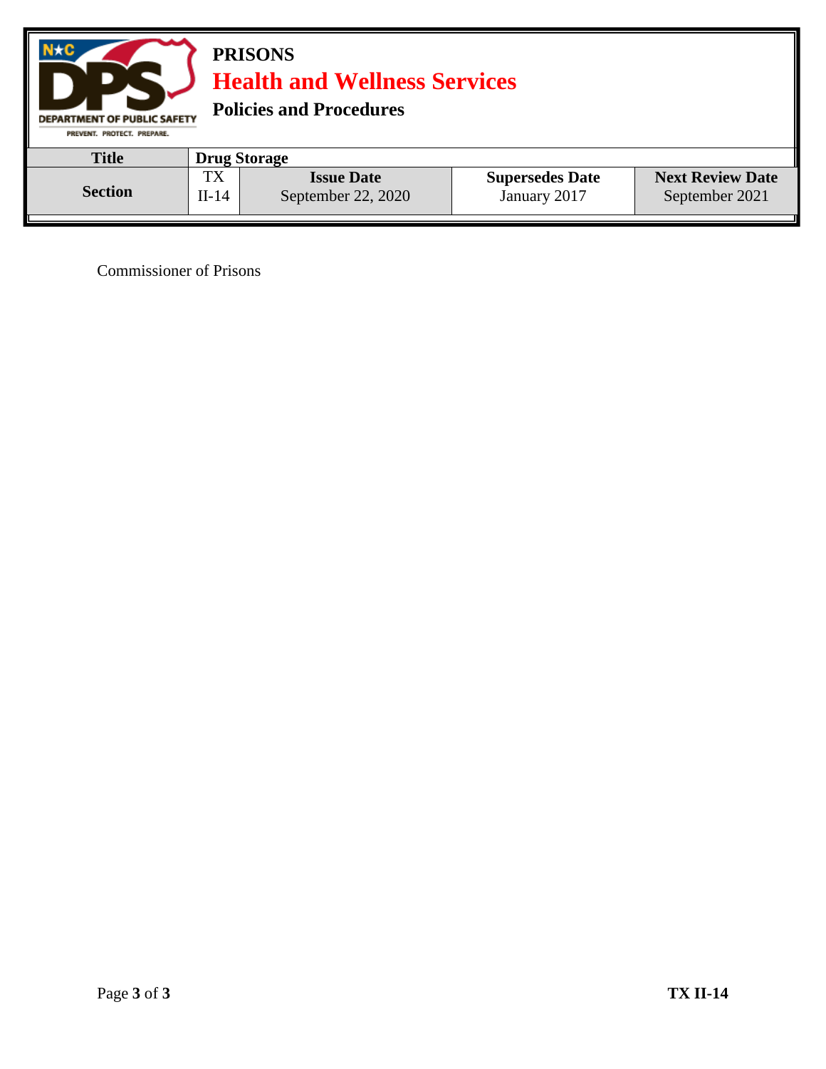# PRISONS
## Health and Wellness Services
### Policies and Procedures

| Title | Drug Storage | | | |
|---|---|---|---|---|
| **Section** | TX II-14 | **Issue Date** September 22, 2020 | **Supersedes Date** January 2017 | **Next Review Date** September 2021 |

Commissioner of Prisons